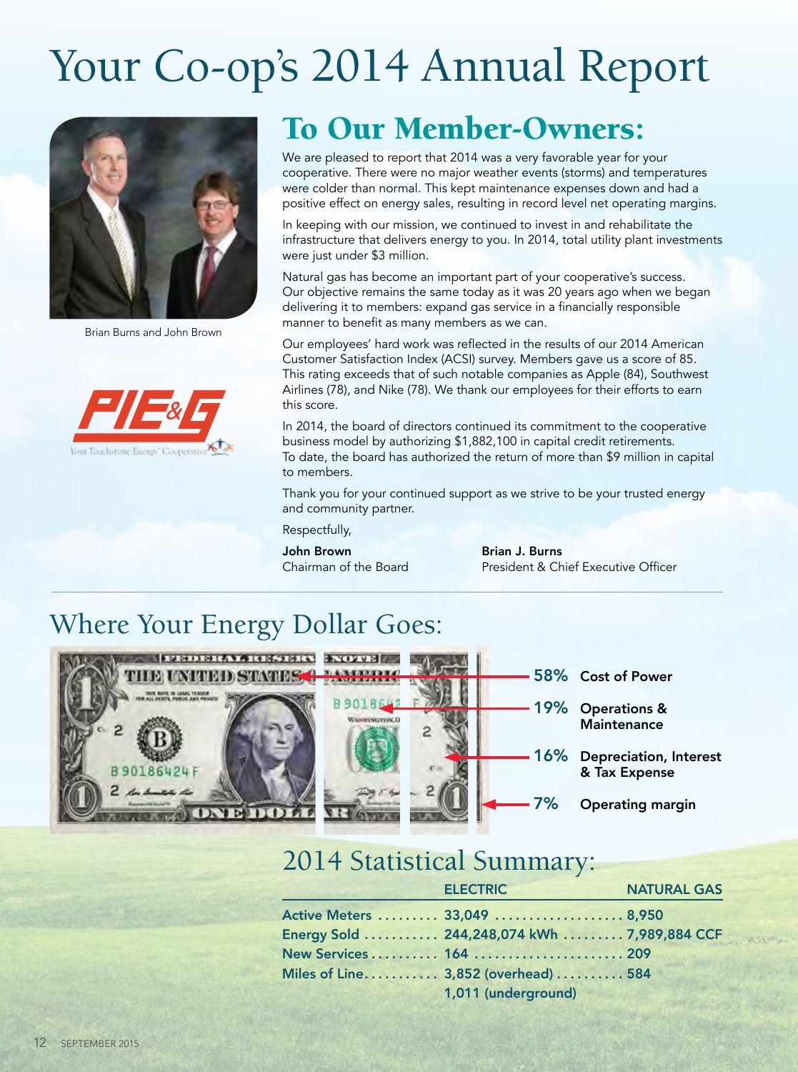# Your Co-op's 2014 Annual Report

Brian Burns and John Brown

## To Our Member-Owners:

We are pleased to report that 2014 was a very favorable year for your cooperative. There were no major weather events (storms) and temperatures were colder than normal. This kept maintenance expenses down and had a positive effect on energy sales, resulting in record level net operating margins.

In keeping with our mission, we continued to invest in and rehabilitate the infrastructure that delivers energy to you. In 2014, total utility plant investments were just under $3 million.

Natural gas has become an important part of your cooperative's success. Our objective remains the same today as it was 20 years ago when we began delivering it to members: expand gas service in a financially responsible manner to benefit as many members as we can.

Our employees' hard work was reflected in the results of our 2014 American Customer Satisfaction Index (ACSI) survey. Members gave us a score of 85. This rating exceeds that of such notable companies as Apple (84), Southwest Airlines (78), and Nike (78). We thank our employees for their efforts to earn this score.

In 2014, the board of directors continued its commitment to the cooperative business model by authorizing $1,882,100 in capital credit retirements. To date, the board has authorized the return of more than $9 million in capital to members.

Thank you for your continued support as we strive to be your trusted energy and community partner.

Respectfully,

**John Brown**
Chairman of the Board

**Brian J. Burns**
President & Chief Executive Officer

## Where Your Energy Dollar Goes:

- **58%** Cost of Power
- **19%** Operations & Maintenance
- **16%** Depreciation, Interest & Tax Expense
- **7%** Operating margin

## 2014 Statistical Summary:

| | ELECTRIC | NATURAL GAS |
|---|---|---|
| Active Meters | 33,049 | 8,950 |
| Energy Sold | 244,248,074 kWh | 7,989,884 CCF |
| New Services | 164 | 209 |
| Miles of Line | 3,852 (overhead)<br>1,011 (underground) | 584 |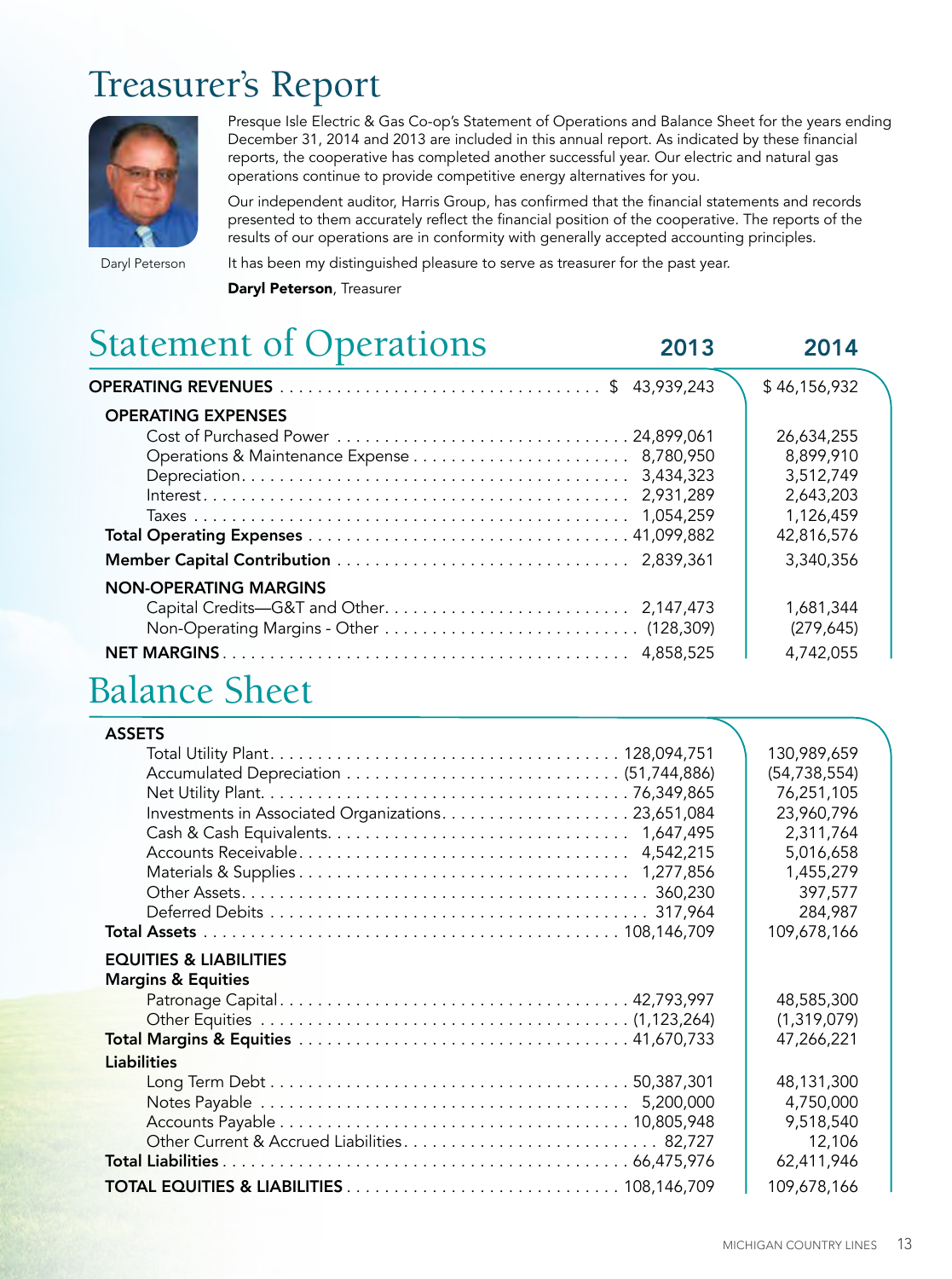# Treasurer's Report

Daryl Peterson

Presque Isle Electric & Gas Co-op's Statement of Operations and Balance Sheet for the years ending December 31, 2014 and 2013 are included in this annual report. As indicated by these financial reports, the cooperative has completed another successful year. Our electric and natural gas operations continue to provide competitive energy alternatives for you.

Our independent auditor, Harris Group, has confirmed that the financial statements and records presented to them accurately reflect the financial position of the cooperative. The reports of the results of our operations are in conformity with generally accepted accounting principles.

It has been my distinguished pleasure to serve as treasurer for the past year.

**Daryl Peterson**, Treasurer

# Statement of Operations

| | 2013 | 2014 |
|---|---|---|
| **OPERATING REVENUES** | $ 43,939,243 | $ 46,156,932 |
| **OPERATING EXPENSES** | | |
| Cost of Purchased Power | 24,899,061 | 26,634,255 |
| Operations & Maintenance Expense | 8,780,950 | 8,899,910 |
| Depreciation | 3,434,323 | 3,512,749 |
| Interest | 2,931,289 | 2,643,203 |
| Taxes | 1,054,259 | 1,126,459 |
| **Total Operating Expenses** | 41,099,882 | 42,816,576 |
| **Member Capital Contribution** | 2,839,361 | 3,340,356 |
| **NON-OPERATING MARGINS** | | |
| Capital Credits—G&T and Other | 2,147,473 | 1,681,344 |
| Non-Operating Margins - Other | (128,309) | (279,645) |
| **NET MARGINS** | 4,858,525 | 4,742,055 |

# Balance Sheet

| | 2013 | 2014 |
|---|---|---|
| **ASSETS** | | |
| Total Utility Plant | 128,094,751 | 130,989,659 |
| Accumulated Depreciation | (51,744,886) | (54,738,554) |
| Net Utility Plant | 76,349,865 | 76,251,105 |
| Investments in Associated Organizations | 23,651,084 | 23,960,796 |
| Cash & Cash Equivalents | 1,647,495 | 2,311,764 |
| Accounts Receivable | 4,542,215 | 5,016,658 |
| Materials & Supplies | 1,277,856 | 1,455,279 |
| Other Assets | 360,230 | 397,577 |
| Deferred Debits | 317,964 | 284,987 |
| **Total Assets** | 108,146,709 | 109,678,166 |
| **EQUITIES & LIABILITIES** | | |
| **Margins & Equities** | | |
| Patronage Capital | 42,793,997 | 48,585,300 |
| Other Equities | (1,123,264) | (1,319,079) |
| **Total Margins & Equities** | 41,670,733 | 47,266,221 |
| **Liabilities** | | |
| Long Term Debt | 50,387,301 | 48,131,300 |
| Notes Payable | 5,200,000 | 4,750,000 |
| Accounts Payable | 10,805,948 | 9,518,540 |
| Other Current & Accrued Liabilities | 82,727 | 12,106 |
| **Total Liabilities** | 66,475,976 | 62,411,946 |
| **TOTAL EQUITIES & LIABILITIES** | 108,146,709 | 109,678,166 |